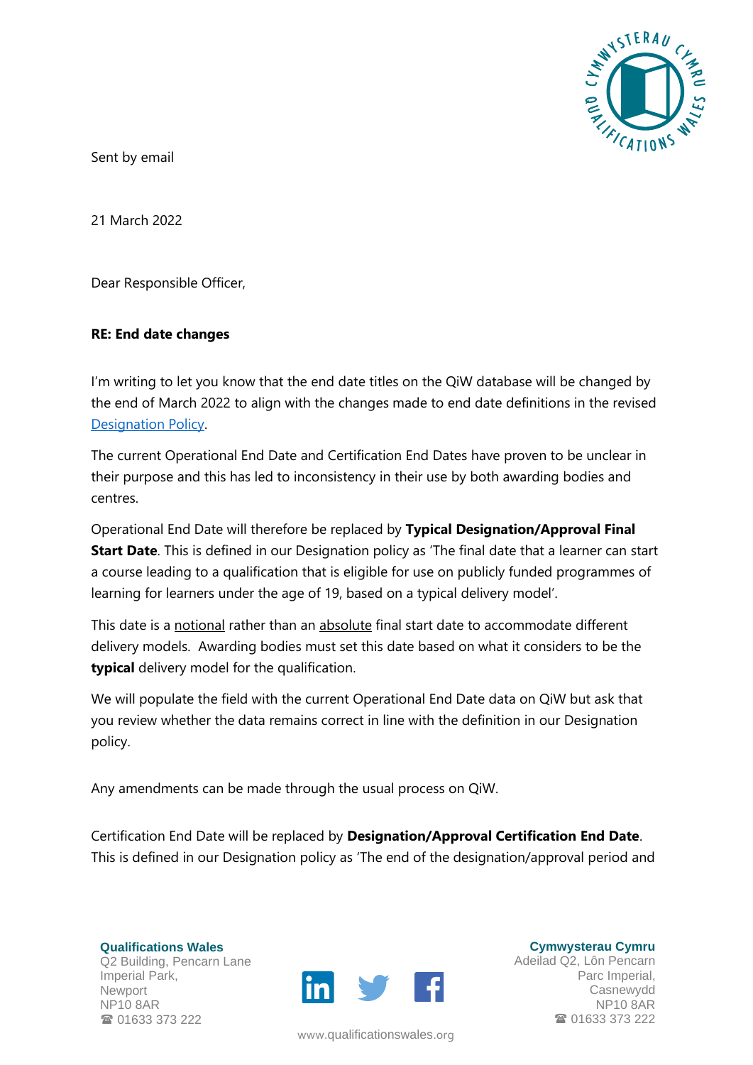Sent by email

21 March 2022

Dear Responsible Officer,

**RE: End date changes**

I'm writing to let you know that the end date titles on the QiW database will be changed by the end of March 2022 to align with the changes made to end date definitions in the revised Designation Policy.

The current Operational End Date and Certification End Dates have proven to be unclear in their purpose and this has led to inconsistency in their use by both awarding bodies and centres.

Operational End Date will therefore be replaced by **Typical Designation/Approval Final Start Date**. This is defined in our Designation policy as 'The final date that a learner can start a course leading to a qualification that is eligible for use on publicly funded programmes of learning for learners under the age of 19, based on a typical delivery model'.

This date is a notional rather than an absolute final start date to accommodate different delivery models. Awarding bodies must set this date based on what it considers to be the **typical** delivery model for the qualification.

We will populate the field with the current Operational End Date data on QiW but ask that you review whether the data remains correct in line with the definition in our Designation policy.

Any amendments can be made through the usual process on QiW.

Certification End Date will be replaced by **Designation/Approval Certification End Date**. This is defined in our Designation policy as 'The end of the designation/approval period and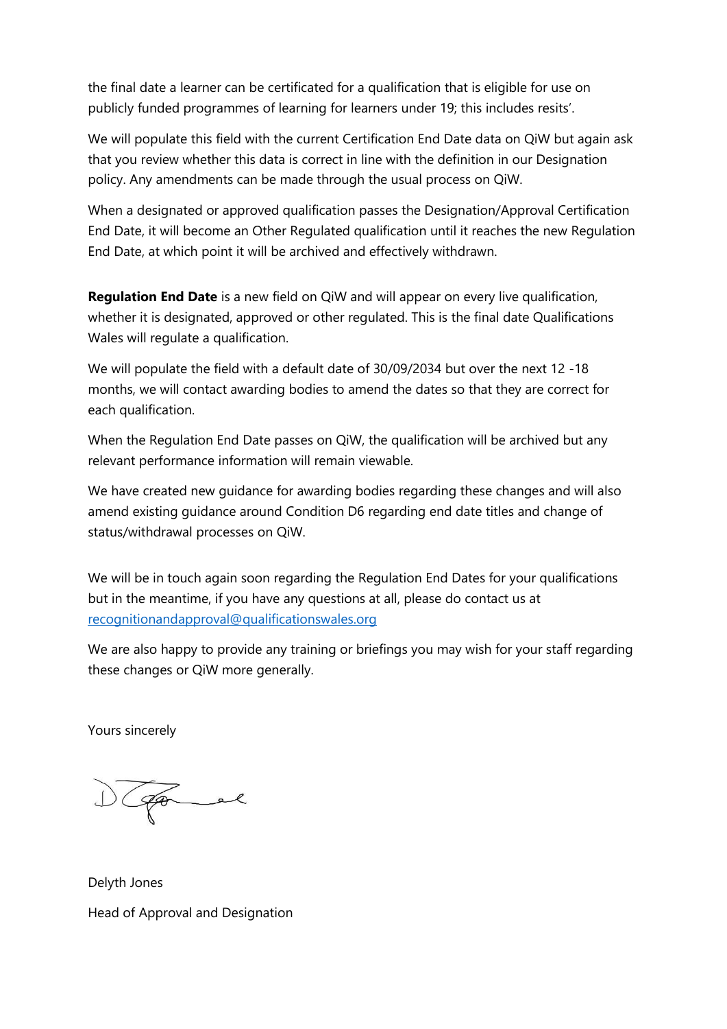the final date a learner can be certificated for a qualification that is eligible for use on publicly funded programmes of learning for learners under 19; this includes resits'.

We will populate this field with the current Certification End Date data on QiW but again ask that you review whether this data is correct in line with the definition in our Designation policy. Any amendments can be made through the usual process on QiW.

When a designated or approved qualification passes the Designation/Approval Certification End Date, it will become an Other Regulated qualification until it reaches the new Regulation End Date, at which point it will be archived and effectively withdrawn.

**Regulation End Date** is a new field on QiW and will appear on every live qualification, whether it is designated, approved or other regulated. This is the final date Qualifications Wales will regulate a qualification.

We will populate the field with a default date of 30/09/2034 but over the next 12 -18 months, we will contact awarding bodies to amend the dates so that they are correct for each qualification.

When the Regulation End Date passes on QiW, the qualification will be archived but any relevant performance information will remain viewable.

We have created new guidance for awarding bodies regarding these changes and will also amend existing guidance around Condition D6 regarding end date titles and change of status/withdrawal processes on QiW.

We will be in touch again soon regarding the Regulation End Dates for your qualifications but in the meantime, if you have any questions at all, please do contact us at [recognitionandapproval@qualificationswales.org](mailto:recognitionandapproval@qualificationswales.org)

We are also happy to provide any training or briefings you may wish for your staff regarding these changes or QiW more generally.

Yours sincerely

Delyth Jones

Head of Approval and Designation